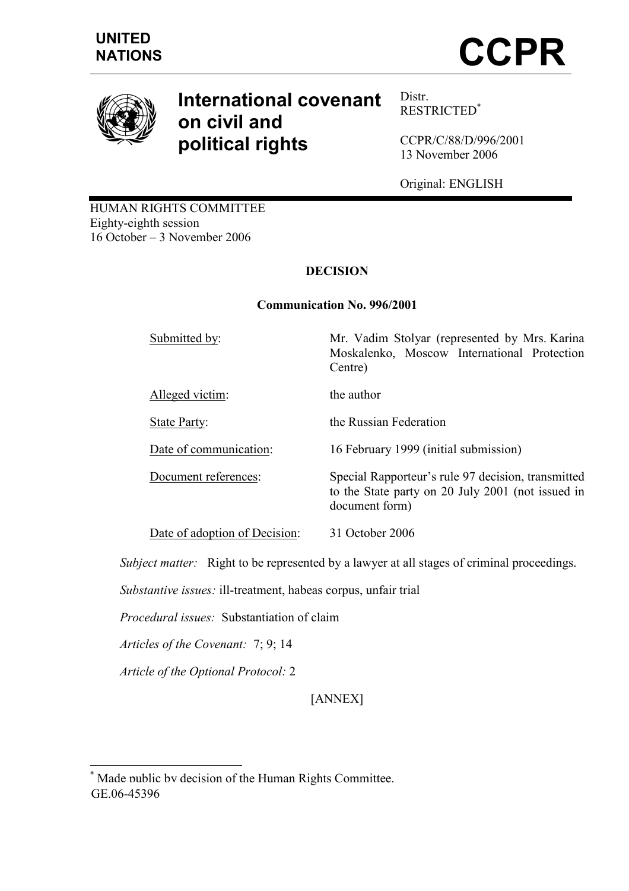UNITED NATIONS

# CCPR

# International covenant on civil and political rights

Distr.
RESTRICTED*

CCPR/C/88/D/996/2001
13 November 2006

Original: ENGLISH

HUMAN RIGHTS COMMITTEE
Eighty-eighth session
16 October – 3 November 2006

## DECISION

### Communication No. 996/2001

| | |
|---|---|
| Submitted by: | Mr. Vadim Stolyar (represented by Mrs. Karina Moskalenko, Moscow International Protection Centre) |
| Alleged victim: | the author |
| State Party: | the Russian Federation |
| Date of communication: | 16 February 1999 (initial submission) |
| Document references: | Special Rapporteur's rule 97 decision, transmitted to the State party on 20 July 2001 (not issued in document form) |
| Date of adoption of Decision: | 31 October 2006 |

*Subject matter:* Right to be represented by a lawyer at all stages of criminal proceedings.

*Substantive issues:* ill-treatment, habeas corpus, unfair trial

*Procedural issues:* Substantiation of claim

*Articles of the Covenant:* 7; 9; 14

*Article of the Optional Protocol:* 2

[ANNEX]

---

* Made public by decision of the Human Rights Committee.

GE.06-45396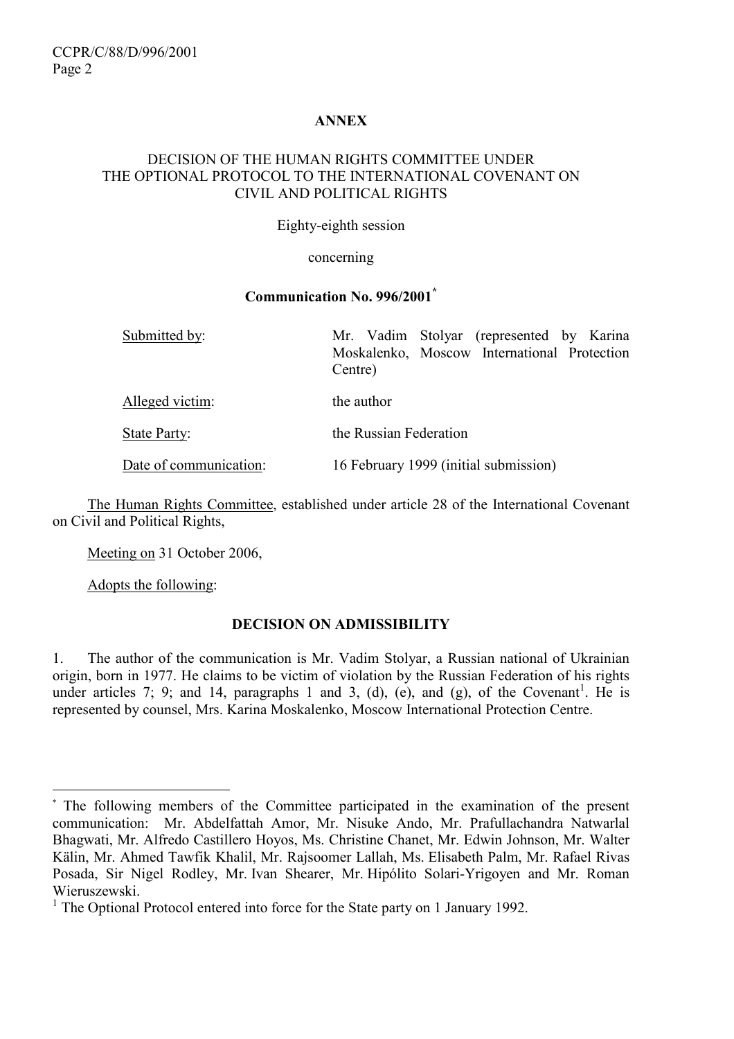**ANNEX**

**DECISION OF THE HUMAN RIGHTS COMMITTEE UNDER THE OPTIONAL PROTOCOL TO THE INTERNATIONAL COVENANT ON CIVIL AND POLITICAL RIGHTS**

Eighty-eighth session

concerning

**Communication No. 996/2001**[*]

| | |
|---|---|
| Submitted by: | Mr. Vadim Stolyar (represented by Karina Moskalenko, Moscow International Protection Centre) |
| Alleged victim: | the author |
| State Party: | the Russian Federation |
| Date of communication: | 16 February 1999 (initial submission) |

The Human Rights Committee, established under article 28 of the International Covenant on Civil and Political Rights,

Meeting on 31 October 2006,

Adopts the following:

**DECISION ON ADMISSIBILITY**

1. The author of the communication is Mr. Vadim Stolyar, a Russian national of Ukrainian origin, born in 1977. He claims to be victim of violation by the Russian Federation of his rights under articles 7; 9; and 14, paragraphs 1 and 3, (d), (e), and (g), of the Covenant[1]. He is represented by counsel, Mrs. Karina Moskalenko, Moscow International Protection Centre.

---

[*] The following members of the Committee participated in the examination of the present communication: Mr. Abdelfattah Amor, Mr. Nisuke Ando, Mr. Prafullachandra Natwarlal Bhagwati, Mr. Alfredo Castillero Hoyos, Ms. Christine Chanet, Mr. Edwin Johnson, Mr. Walter Kälin, Mr. Ahmed Tawfik Khalil, Mr. Rajsoomer Lallah, Ms. Elisabeth Palm, Mr. Rafael Rivas Posada, Sir Nigel Rodley, Mr. Ivan Shearer, Mr. Hipólito Solari-Yrigoyen and Mr. Roman Wieruszewski.

[1] The Optional Protocol entered into force for the State party on 1 January 1992.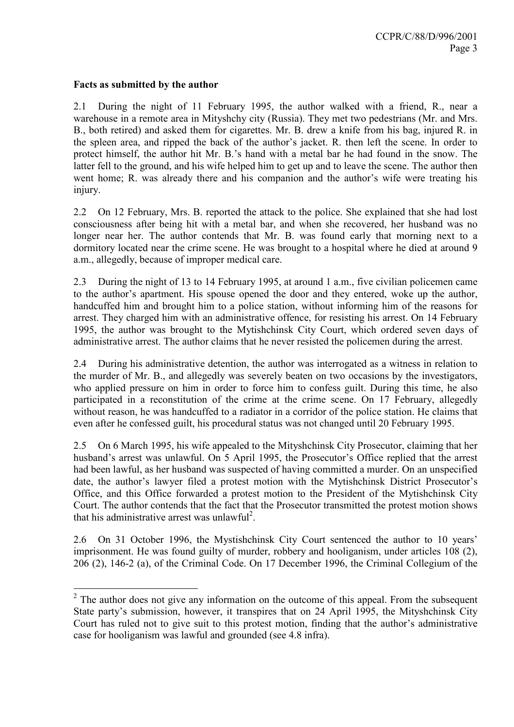**Facts as submitted by the author**

2.1 During the night of 11 February 1995, the author walked with a friend, R., near a warehouse in a remote area in Mityshchy city (Russia). They met two pedestrians (Mr. and Mrs. B., both retired) and asked them for cigarettes. Mr. B. drew a knife from his bag, injured R. in the spleen area, and ripped the back of the author's jacket. R. then left the scene. In order to protect himself, the author hit Mr. B.'s hand with a metal bar he had found in the snow. The latter fell to the ground, and his wife helped him to get up and to leave the scene. The author then went home; R. was already there and his companion and the author's wife were treating his injury.

2.2 On 12 February, Mrs. B. reported the attack to the police. She explained that she had lost consciousness after being hit with a metal bar, and when she recovered, her husband was no longer near her. The author contends that Mr. B. was found early that morning next to a dormitory located near the crime scene. He was brought to a hospital where he died at around 9 a.m., allegedly, because of improper medical care.

2.3 During the night of 13 to 14 February 1995, at around 1 a.m., five civilian policemen came to the author's apartment. His spouse opened the door and they entered, woke up the author, handcuffed him and brought him to a police station, without informing him of the reasons for arrest. They charged him with an administrative offence, for resisting his arrest. On 14 February 1995, the author was brought to the Mytishchinsk City Court, which ordered seven days of administrative arrest. The author claims that he never resisted the policemen during the arrest.

2.4 During his administrative detention, the author was interrogated as a witness in relation to the murder of Mr. B., and allegedly was severely beaten on two occasions by the investigators, who applied pressure on him in order to force him to confess guilt. During this time, he also participated in a reconstitution of the crime at the crime scene. On 17 February, allegedly without reason, he was handcuffed to a radiator in a corridor of the police station. He claims that even after he confessed guilt, his procedural status was not changed until 20 February 1995.

2.5 On 6 March 1995, his wife appealed to the Mityshchinsk City Prosecutor, claiming that her husband's arrest was unlawful. On 5 April 1995, the Prosecutor's Office replied that the arrest had been lawful, as her husband was suspected of having committed a murder. On an unspecified date, the author's lawyer filed a protest motion with the Mytishchinsk District Prosecutor's Office, and this Office forwarded a protest motion to the President of the Mytishchinsk City Court. The author contends that the fact that the Prosecutor transmitted the protest motion shows that his administrative arrest was unlawful[2].

2.6 On 31 October 1996, the Mystishchinsk City Court sentenced the author to 10 years' imprisonment. He was found guilty of murder, robbery and hooliganism, under articles 108 (2), 206 (2), 146-2 (a), of the Criminal Code. On 17 December 1996, the Criminal Collegium of the

---

[2] The author does not give any information on the outcome of this appeal. From the subsequent State party's submission, however, it transpires that on 24 April 1995, the Mityshchinsk City Court has ruled not to give suit to this protest motion, finding that the author's administrative case for hooliganism was lawful and grounded (see 4.8 infra).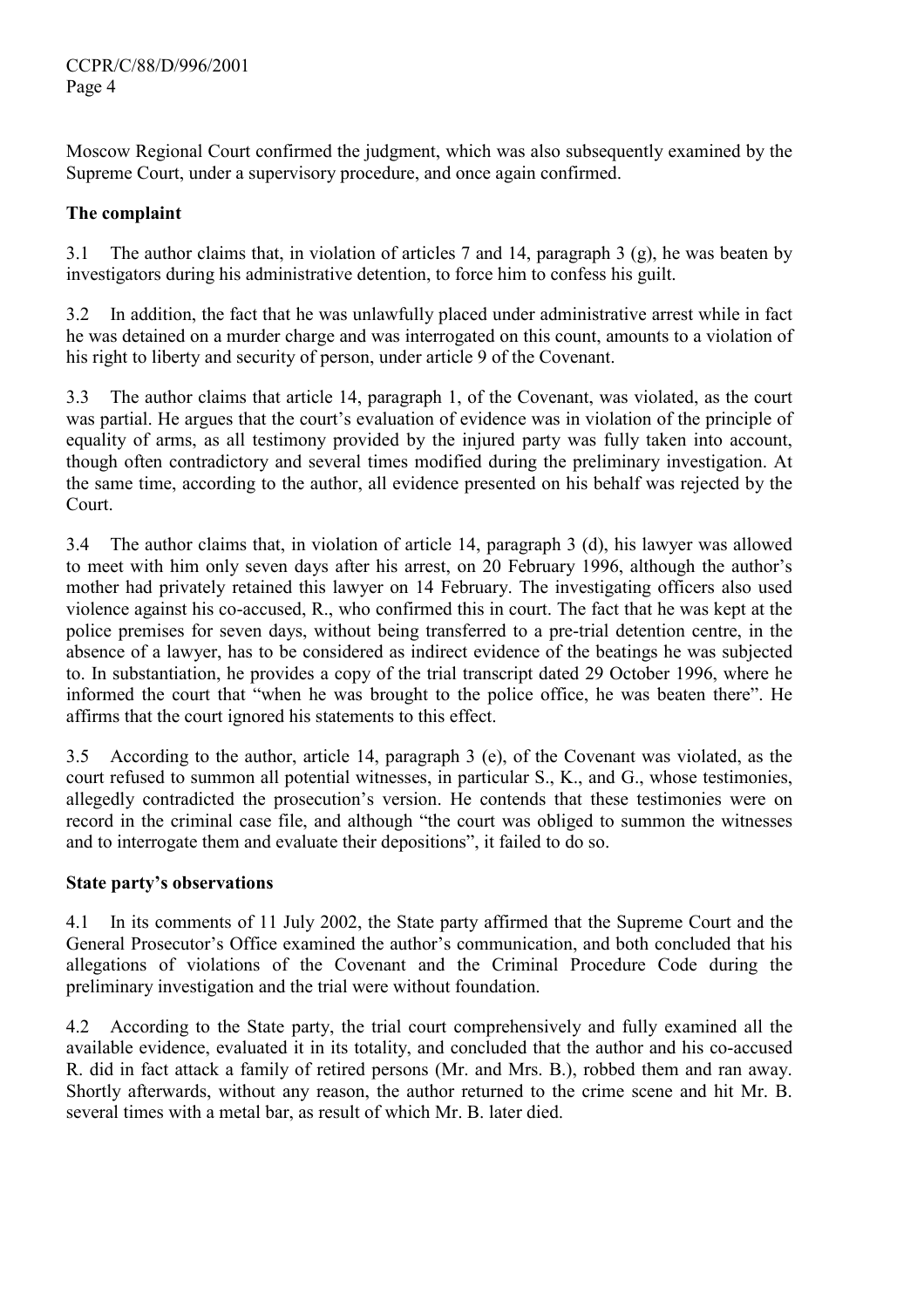Moscow Regional Court confirmed the judgment, which was also subsequently examined by the Supreme Court, under a supervisory procedure, and once again confirmed.

### The complaint

3.1 The author claims that, in violation of articles 7 and 14, paragraph 3 (g), he was beaten by investigators during his administrative detention, to force him to confess his guilt.

3.2 In addition, the fact that he was unlawfully placed under administrative arrest while in fact he was detained on a murder charge and was interrogated on this count, amounts to a violation of his right to liberty and security of person, under article 9 of the Covenant.

3.3 The author claims that article 14, paragraph 1, of the Covenant, was violated, as the court was partial. He argues that the court's evaluation of evidence was in violation of the principle of equality of arms, as all testimony provided by the injured party was fully taken into account, though often contradictory and several times modified during the preliminary investigation. At the same time, according to the author, all evidence presented on his behalf was rejected by the Court.

3.4 The author claims that, in violation of article 14, paragraph 3 (d), his lawyer was allowed to meet with him only seven days after his arrest, on 20 February 1996, although the author's mother had privately retained this lawyer on 14 February. The investigating officers also used violence against his co-accused, R., who confirmed this in court. The fact that he was kept at the police premises for seven days, without being transferred to a pre-trial detention centre, in the absence of a lawyer, has to be considered as indirect evidence of the beatings he was subjected to. In substantiation, he provides a copy of the trial transcript dated 29 October 1996, where he informed the court that "when he was brought to the police office, he was beaten there". He affirms that the court ignored his statements to this effect.

3.5 According to the author, article 14, paragraph 3 (e), of the Covenant was violated, as the court refused to summon all potential witnesses, in particular S., K., and G., whose testimonies, allegedly contradicted the prosecution's version. He contends that these testimonies were on record in the criminal case file, and although "the court was obliged to summon the witnesses and to interrogate them and evaluate their depositions", it failed to do so.

### State party's observations

4.1 In its comments of 11 July 2002, the State party affirmed that the Supreme Court and the General Prosecutor's Office examined the author's communication, and both concluded that his allegations of violations of the Covenant and the Criminal Procedure Code during the preliminary investigation and the trial were without foundation.

4.2 According to the State party, the trial court comprehensively and fully examined all the available evidence, evaluated it in its totality, and concluded that the author and his co-accused R. did in fact attack a family of retired persons (Mr. and Mrs. B.), robbed them and ran away. Shortly afterwards, without any reason, the author returned to the crime scene and hit Mr. B. several times with a metal bar, as result of which Mr. B. later died.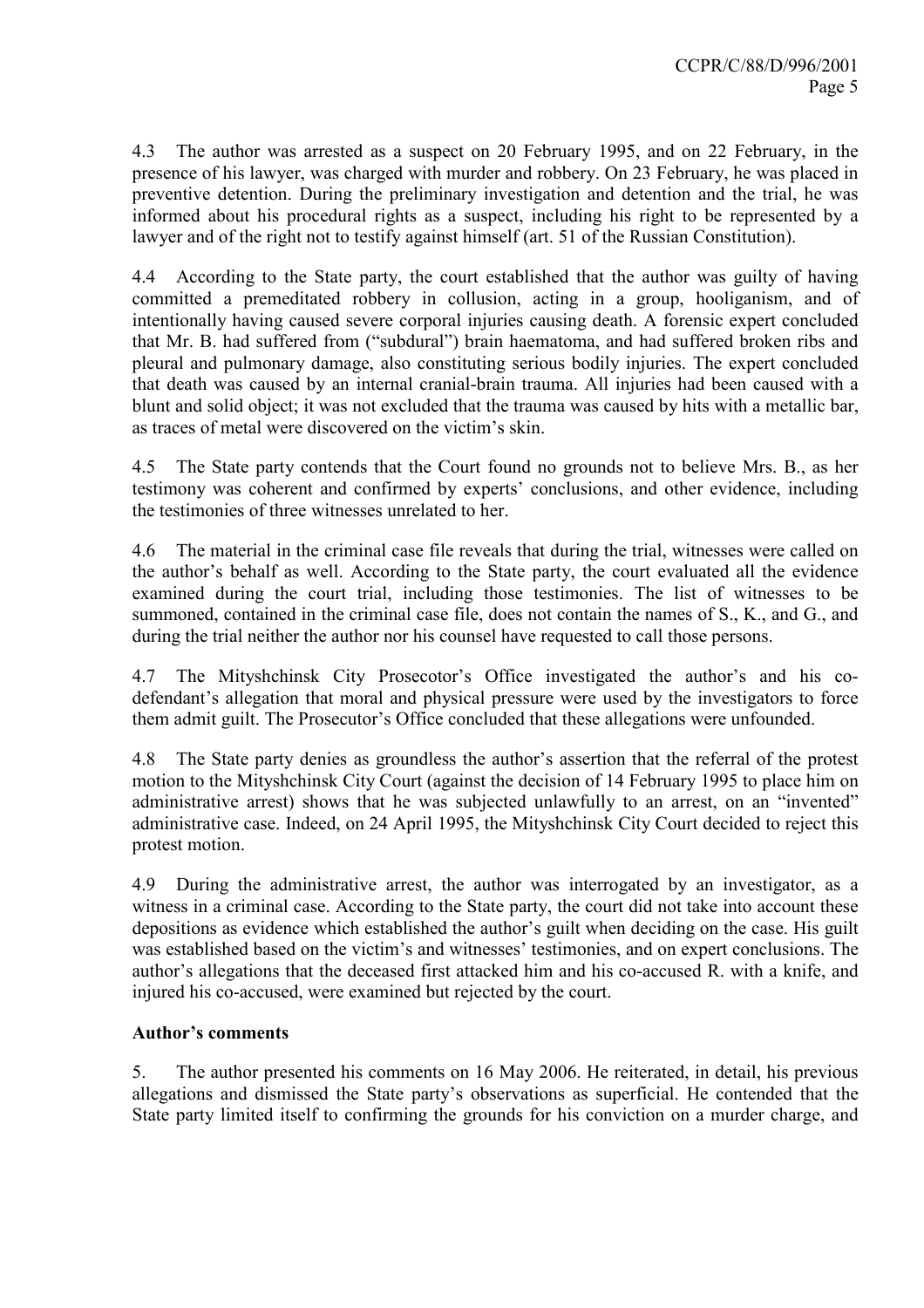4.3 The author was arrested as a suspect on 20 February 1995, and on 22 February, in the presence of his lawyer, was charged with murder and robbery. On 23 February, he was placed in preventive detention. During the preliminary investigation and detention and the trial, he was informed about his procedural rights as a suspect, including his right to be represented by a lawyer and of the right not to testify against himself (art. 51 of the Russian Constitution).

4.4 According to the State party, the court established that the author was guilty of having committed a premeditated robbery in collusion, acting in a group, hooliganism, and of intentionally having caused severe corporal injuries causing death. A forensic expert concluded that Mr. B. had suffered from ("subdural") brain haematoma, and had suffered broken ribs and pleural and pulmonary damage, also constituting serious bodily injuries. The expert concluded that death was caused by an internal cranial-brain trauma. All injuries had been caused with a blunt and solid object; it was not excluded that the trauma was caused by hits with a metallic bar, as traces of metal were discovered on the victim's skin.

4.5 The State party contends that the Court found no grounds not to believe Mrs. B., as her testimony was coherent and confirmed by experts' conclusions, and other evidence, including the testimonies of three witnesses unrelated to her.

4.6 The material in the criminal case file reveals that during the trial, witnesses were called on the author's behalf as well. According to the State party, the court evaluated all the evidence examined during the court trial, including those testimonies. The list of witnesses to be summoned, contained in the criminal case file, does not contain the names of S., K., and G., and during the trial neither the author nor his counsel have requested to call those persons.

4.7 The Mityshchinsk City Prosecotor's Office investigated the author's and his co-defendant's allegation that moral and physical pressure were used by the investigators to force them admit guilt. The Prosecutor's Office concluded that these allegations were unfounded.

4.8 The State party denies as groundless the author's assertion that the referral of the protest motion to the Mityshchinsk City Court (against the decision of 14 February 1995 to place him on administrative arrest) shows that he was subjected unlawfully to an arrest, on an "invented" administrative case. Indeed, on 24 April 1995, the Mityshchinsk City Court decided to reject this protest motion.

4.9 During the administrative arrest, the author was interrogated by an investigator, as a witness in a criminal case. According to the State party, the court did not take into account these depositions as evidence which established the author's guilt when deciding on the case. His guilt was established based on the victim's and witnesses' testimonies, and on expert conclusions. The author's allegations that the deceased first attacked him and his co-accused R. with a knife, and injured his co-accused, were examined but rejected by the court.

### Author's comments

5. The author presented his comments on 16 May 2006. He reiterated, in detail, his previous allegations and dismissed the State party's observations as superficial. He contended that the State party limited itself to confirming the grounds for his conviction on a murder charge, and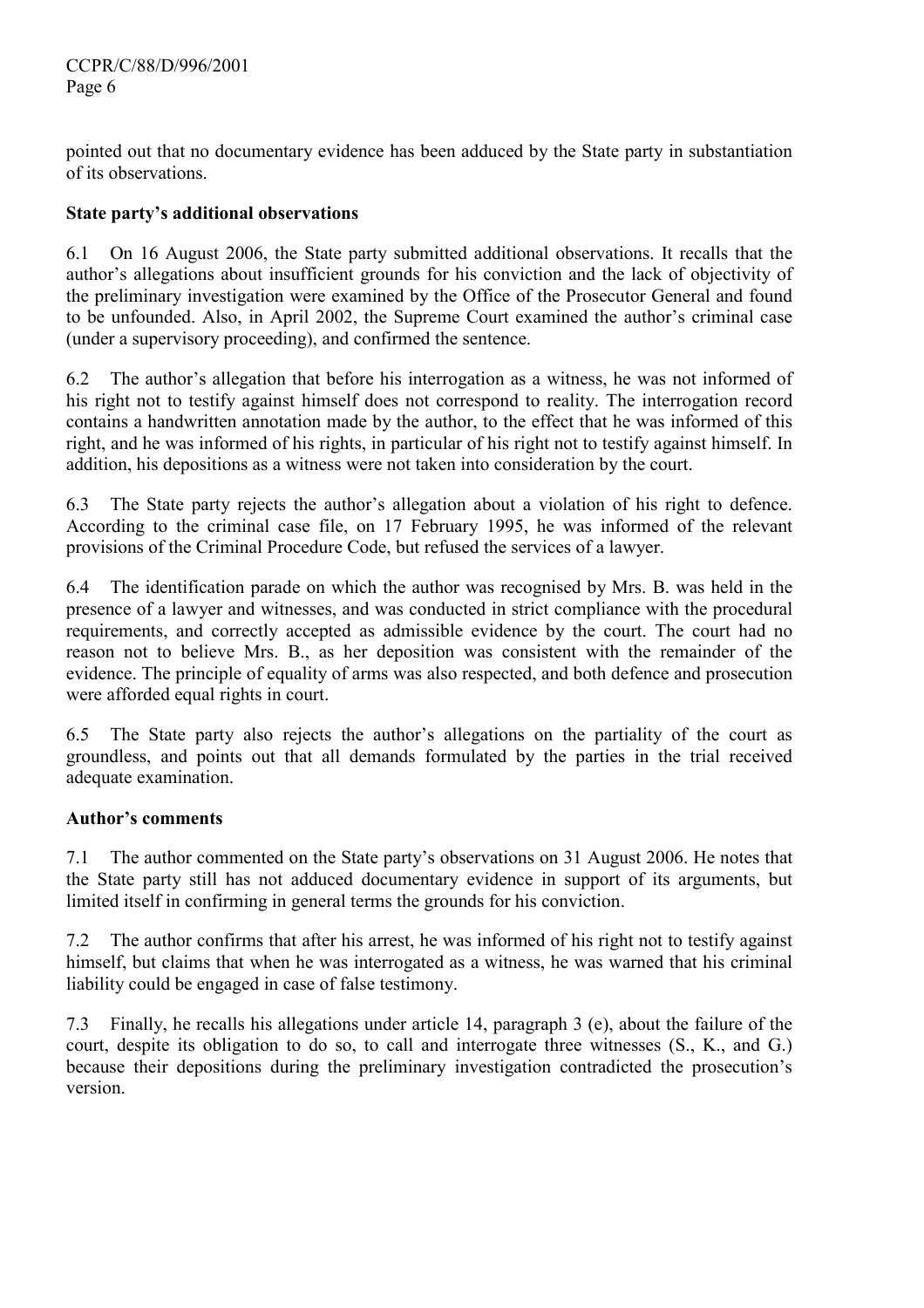pointed out that no documentary evidence has been adduced by the State party in substantiation of its observations.

**State party's additional observations**

6.1 On 16 August 2006, the State party submitted additional observations. It recalls that the author's allegations about insufficient grounds for his conviction and the lack of objectivity of the preliminary investigation were examined by the Office of the Prosecutor General and found to be unfounded. Also, in April 2002, the Supreme Court examined the author's criminal case (under a supervisory proceeding), and confirmed the sentence.

6.2 The author's allegation that before his interrogation as a witness, he was not informed of his right not to testify against himself does not correspond to reality. The interrogation record contains a handwritten annotation made by the author, to the effect that he was informed of this right, and he was informed of his rights, in particular of his right not to testify against himself. In addition, his depositions as a witness were not taken into consideration by the court.

6.3 The State party rejects the author's allegation about a violation of his right to defence. According to the criminal case file, on 17 February 1995, he was informed of the relevant provisions of the Criminal Procedure Code, but refused the services of a lawyer.

6.4 The identification parade on which the author was recognised by Mrs. B. was held in the presence of a lawyer and witnesses, and was conducted in strict compliance with the procedural requirements, and correctly accepted as admissible evidence by the court. The court had no reason not to believe Mrs. B., as her deposition was consistent with the remainder of the evidence. The principle of equality of arms was also respected, and both defence and prosecution were afforded equal rights in court.

6.5 The State party also rejects the author's allegations on the partiality of the court as groundless, and points out that all demands formulated by the parties in the trial received adequate examination.

**Author's comments**

7.1 The author commented on the State party's observations on 31 August 2006. He notes that the State party still has not adduced documentary evidence in support of its arguments, but limited itself in confirming in general terms the grounds for his conviction.

7.2 The author confirms that after his arrest, he was informed of his right not to testify against himself, but claims that when he was interrogated as a witness, he was warned that his criminal liability could be engaged in case of false testimony.

7.3 Finally, he recalls his allegations under article 14, paragraph 3 (e), about the failure of the court, despite its obligation to do so, to call and interrogate three witnesses (S., K., and G.) because their depositions during the preliminary investigation contradicted the prosecution's version.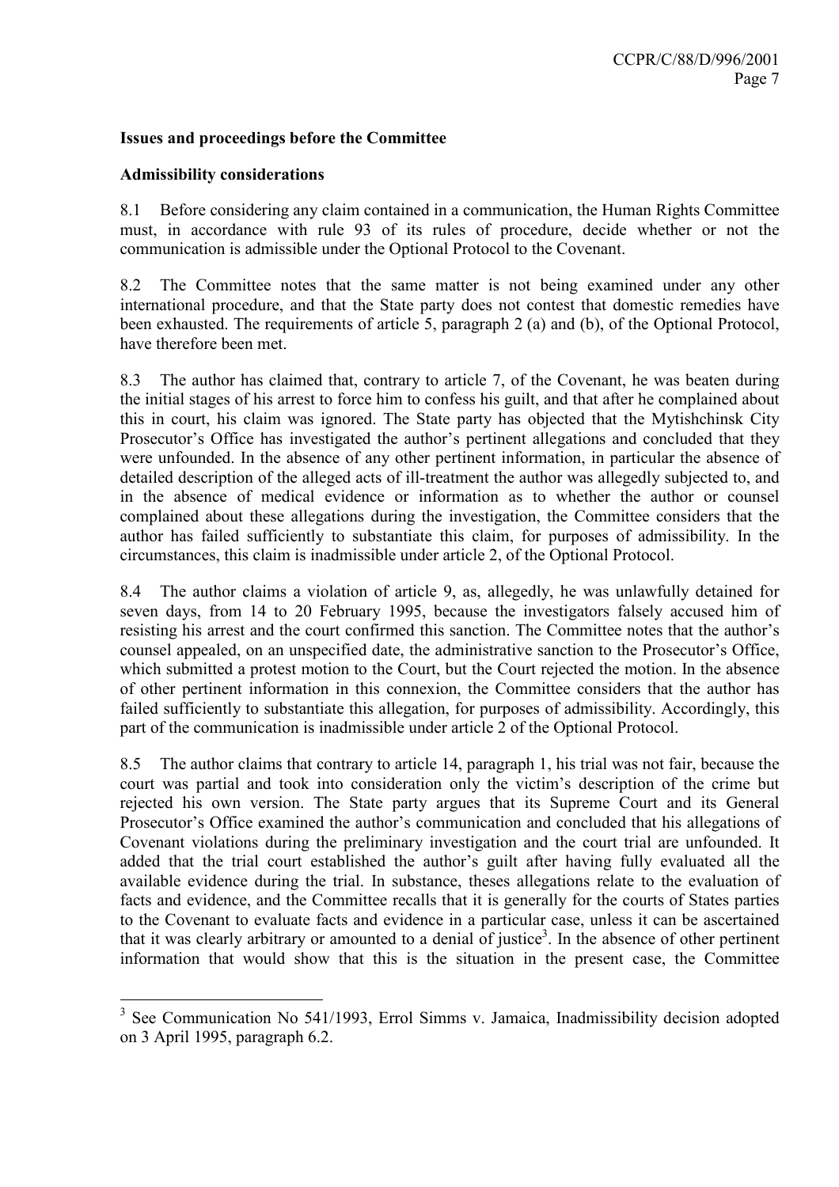**Issues and proceedings before the Committee**

**Admissibility considerations**

8.1 Before considering any claim contained in a communication, the Human Rights Committee must, in accordance with rule 93 of its rules of procedure, decide whether or not the communication is admissible under the Optional Protocol to the Covenant.

8.2 The Committee notes that the same matter is not being examined under any other international procedure, and that the State party does not contest that domestic remedies have been exhausted. The requirements of article 5, paragraph 2 (a) and (b), of the Optional Protocol, have therefore been met.

8.3 The author has claimed that, contrary to article 7, of the Covenant, he was beaten during the initial stages of his arrest to force him to confess his guilt, and that after he complained about this in court, his claim was ignored. The State party has objected that the Mytishchinsk City Prosecutor's Office has investigated the author's pertinent allegations and concluded that they were unfounded. In the absence of any other pertinent information, in particular the absence of detailed description of the alleged acts of ill-treatment the author was allegedly subjected to, and in the absence of medical evidence or information as to whether the author or counsel complained about these allegations during the investigation, the Committee considers that the author has failed sufficiently to substantiate this claim, for purposes of admissibility. In the circumstances, this claim is inadmissible under article 2, of the Optional Protocol.

8.4 The author claims a violation of article 9, as, allegedly, he was unlawfully detained for seven days, from 14 to 20 February 1995, because the investigators falsely accused him of resisting his arrest and the court confirmed this sanction. The Committee notes that the author's counsel appealed, on an unspecified date, the administrative sanction to the Prosecutor's Office, which submitted a protest motion to the Court, but the Court rejected the motion. In the absence of other pertinent information in this connexion, the Committee considers that the author has failed sufficiently to substantiate this allegation, for purposes of admissibility. Accordingly, this part of the communication is inadmissible under article 2 of the Optional Protocol.

8.5 The author claims that contrary to article 14, paragraph 1, his trial was not fair, because the court was partial and took into consideration only the victim's description of the crime but rejected his own version. The State party argues that its Supreme Court and its General Prosecutor's Office examined the author's communication and concluded that his allegations of Covenant violations during the preliminary investigation and the court trial are unfounded. It added that the trial court established the author's guilt after having fully evaluated all the available evidence during the trial. In substance, theses allegations relate to the evaluation of facts and evidence, and the Committee recalls that it is generally for the courts of States parties to the Covenant to evaluate facts and evidence in a particular case, unless it can be ascertained that it was clearly arbitrary or amounted to a denial of justice[3]. In the absence of other pertinent information that would show that this is the situation in the present case, the Committee

---

[3] See Communication No 541/1993, Errol Simms v. Jamaica, Inadmissibility decision adopted on 3 April 1995, paragraph 6.2.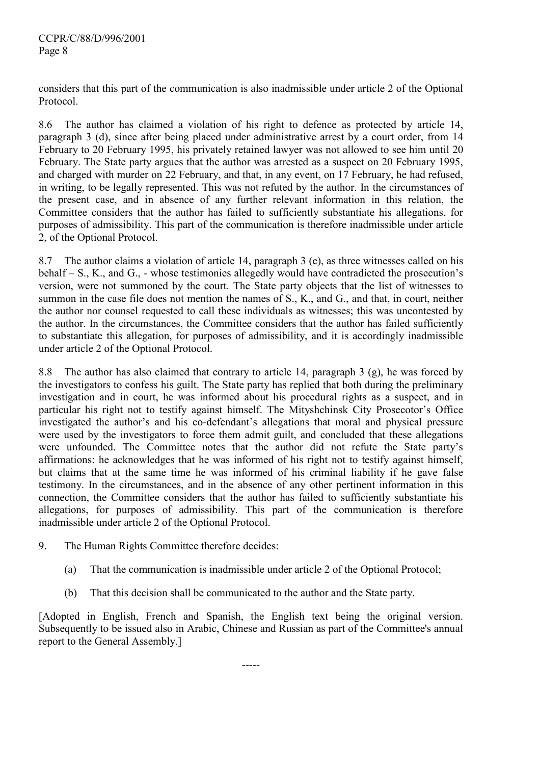considers that this part of the communication is also inadmissible under article 2 of the Optional Protocol.

8.6 The author has claimed a violation of his right to defence as protected by article 14, paragraph 3 (d), since after being placed under administrative arrest by a court order, from 14 February to 20 February 1995, his privately retained lawyer was not allowed to see him until 20 February. The State party argues that the author was arrested as a suspect on 20 February 1995, and charged with murder on 22 February, and that, in any event, on 17 February, he had refused, in writing, to be legally represented. This was not refuted by the author. In the circumstances of the present case, and in absence of any further relevant information in this relation, the Committee considers that the author has failed to sufficiently substantiate his allegations, for purposes of admissibility. This part of the communication is therefore inadmissible under article 2, of the Optional Protocol.

8.7 The author claims a violation of article 14, paragraph 3 (e), as three witnesses called on his behalf – S., K., and G., - whose testimonies allegedly would have contradicted the prosecution's version, were not summoned by the court. The State party objects that the list of witnesses to summon in the case file does not mention the names of S., K., and G., and that, in court, neither the author nor counsel requested to call these individuals as witnesses; this was uncontested by the author. In the circumstances, the Committee considers that the author has failed sufficiently to substantiate this allegation, for purposes of admissibility, and it is accordingly inadmissible under article 2 of the Optional Protocol.

8.8 The author has also claimed that contrary to article 14, paragraph 3 (g), he was forced by the investigators to confess his guilt. The State party has replied that both during the preliminary investigation and in court, he was informed about his procedural rights as a suspect, and in particular his right not to testify against himself. The Mityshchinsk City Prosecotor's Office investigated the author's and his co-defendant's allegations that moral and physical pressure were used by the investigators to force them admit guilt, and concluded that these allegations were unfounded. The Committee notes that the author did not refute the State party's affirmations: he acknowledges that he was informed of his right not to testify against himself, but claims that at the same time he was informed of his criminal liability if he gave false testimony. In the circumstances, and in the absence of any other pertinent information in this connection, the Committee considers that the author has failed to sufficiently substantiate his allegations, for purposes of admissibility. This part of the communication is therefore inadmissible under article 2 of the Optional Protocol.

9. The Human Rights Committee therefore decides:

(a) That the communication is inadmissible under article 2 of the Optional Protocol;

(b) That this decision shall be communicated to the author and the State party.

[Adopted in English, French and Spanish, the English text being the original version. Subsequently to be issued also in Arabic, Chinese and Russian as part of the Committee's annual report to the General Assembly.]

-----